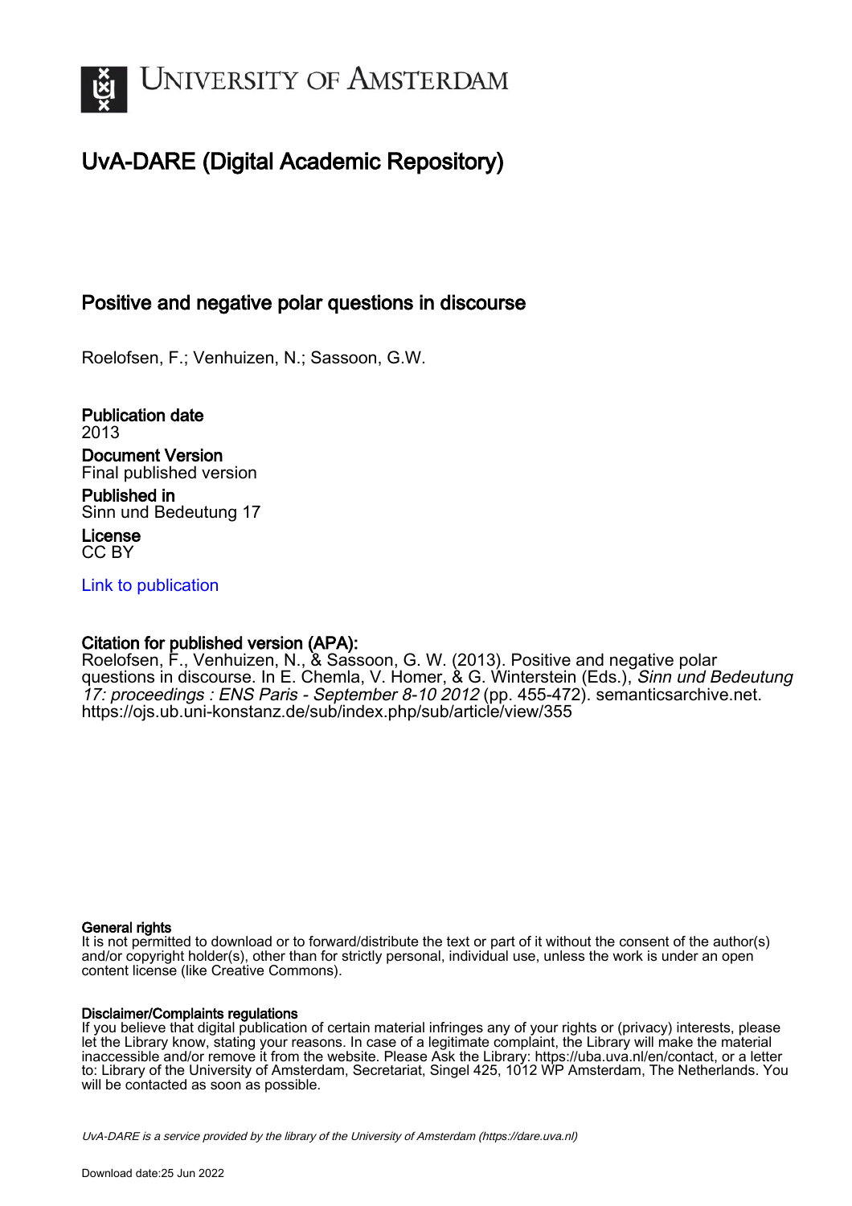# UNIVERSITY OF AMSTERDAM

## UvA-DARE (Digital Academic Repository)

### Positive and negative polar questions in discourse

Roelofsen, F.; Venhuizen, N.; Sassoon, G.W.

**Publication date**
2013

**Document Version**
Final published version

**Published in**
Sinn und Bedeutung 17

**License**
CC BY

[Link to publication](https://dare.uva.nl)

**Citation for published version (APA):**
Roelofsen, F., Venhuizen, N., & Sassoon, G. W. (2013). Positive and negative polar questions in discourse. In E. Chemla, V. Homer, & G. Winterstein (Eds.), *Sinn und Bedeutung 17: proceedings : ENS Paris - September 8-10 2012* (pp. 455-472). semanticsarchive.net. https://ojs.ub.uni-konstanz.de/sub/index.php/sub/article/view/355

**General rights**
It is not permitted to download or to forward/distribute the text or part of it without the consent of the author(s) and/or copyright holder(s), other than for strictly personal, individual use, unless the work is under an open content license (like Creative Commons).

**Disclaimer/Complaints regulations**
If you believe that digital publication of certain material infringes any of your rights or (privacy) interests, please let the Library know, stating your reasons. In case of a legitimate complaint, the Library will make the material inaccessible and/or remove it from the website. Please Ask the Library: https://uba.uva.nl/en/contact, or a letter to: Library of the University of Amsterdam, Secretariat, Singel 425, 1012 WP Amsterdam, The Netherlands. You will be contacted as soon as possible.

UvA-DARE is a service provided by the library of the University of Amsterdam (https://dare.uva.nl)

Download date:25 Jun 2022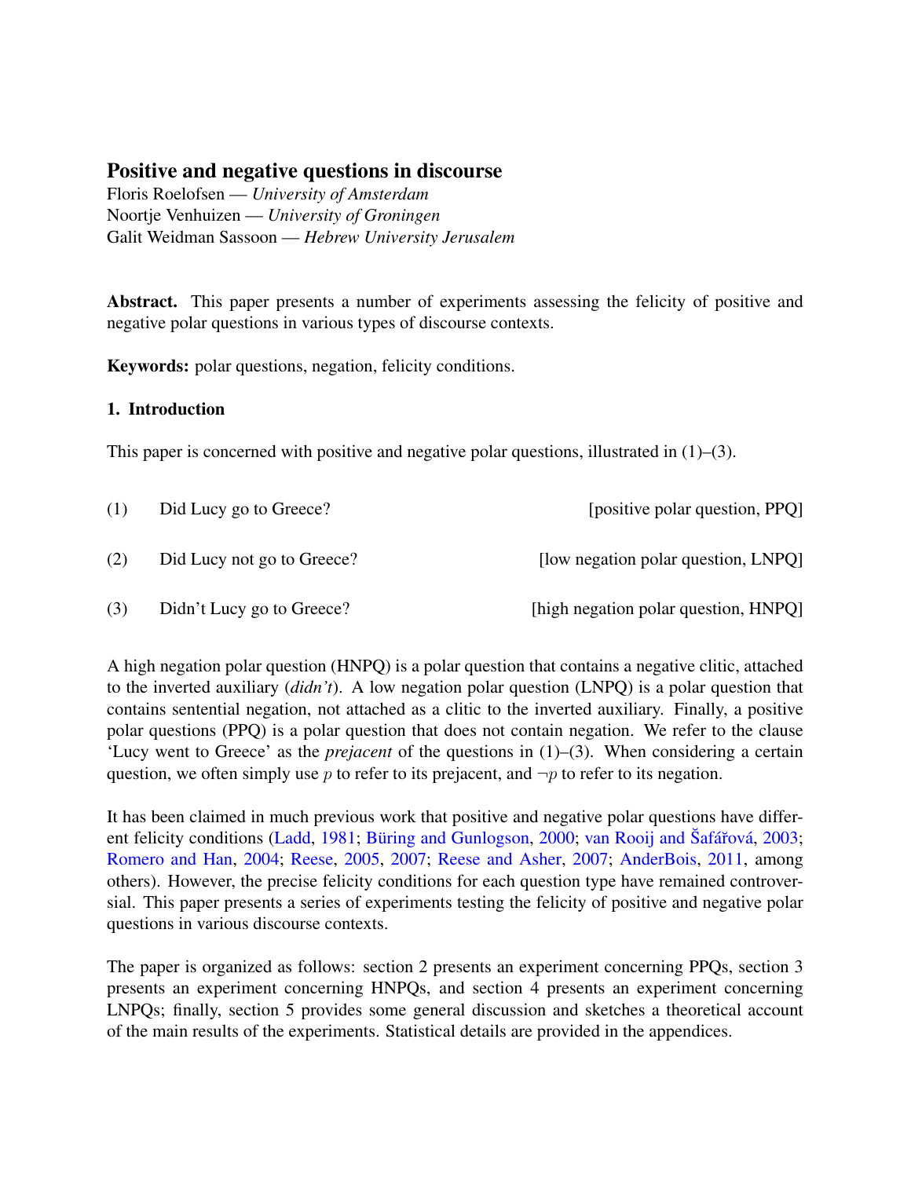# Positive and negative questions in discourse

Floris Roelofsen — *University of Amsterdam*
Noortje Venhuizen — *University of Groningen*
Galit Weidman Sassoon — *Hebrew University Jerusalem*

**Abstract.** This paper presents a number of experiments assessing the felicity of positive and negative polar questions in various types of discourse contexts.

**Keywords:** polar questions, negation, felicity conditions.

## 1. Introduction

This paper is concerned with positive and negative polar questions, illustrated in (1)–(3).

(1) Did Lucy go to Greece? [positive polar question, PPQ]

(2) Did Lucy not go to Greece? [low negation polar question, LNPQ]

(3) Didn't Lucy go to Greece? [high negation polar question, HNPQ]

A high negation polar question (HNPQ) is a polar question that contains a negative clitic, attached to the inverted auxiliary (*didn't*). A low negation polar question (LNPQ) is a polar question that contains sentential negation, not attached as a clitic to the inverted auxiliary. Finally, a positive polar questions (PPQ) is a polar question that does not contain negation. We refer to the clause 'Lucy went to Greece' as the *prejacent* of the questions in (1)–(3). When considering a certain question, we often simply use $p$ to refer to its prejacent, and $\neg p$ to refer to its negation.

It has been claimed in much previous work that positive and negative polar questions have different felicity conditions (Ladd, 1981; Büring and Gunlogson, 2000; van Rooij and Šafářová, 2003; Romero and Han, 2004; Reese, 2005, 2007; Reese and Asher, 2007; AnderBois, 2011, among others). However, the precise felicity conditions for each question type have remained controversial. This paper presents a series of experiments testing the felicity of positive and negative polar questions in various discourse contexts.

The paper is organized as follows: section 2 presents an experiment concerning PPQs, section 3 presents an experiment concerning HNPQs, and section 4 presents an experiment concerning LNPQs; finally, section 5 provides some general discussion and sketches a theoretical account of the main results of the experiments. Statistical details are provided in the appendices.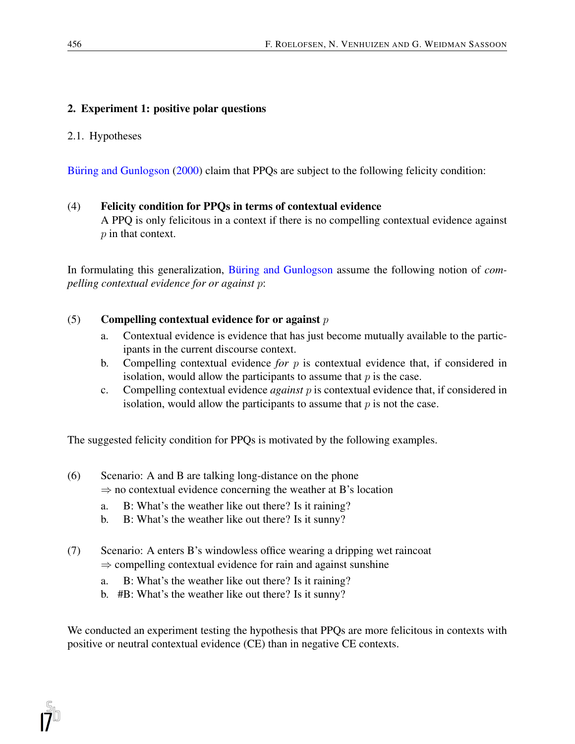## 2. Experiment 1: positive polar questions

### 2.1. Hypotheses

Büring and Gunlogson (2000) claim that PPQs are subject to the following felicity condition:

(4) **Felicity condition for PPQs in terms of contextual evidence**
A PPQ is only felicitous in a context if there is no compelling contextual evidence against $p$ in that context.

In formulating this generalization, Büring and Gunlogson assume the following notion of *compelling contextual evidence for or against* $p$:

(5) **Compelling contextual evidence for or against** $p$

a. Contextual evidence is evidence that has just become mutually available to the participants in the current discourse context.
b. Compelling contextual evidence *for* $p$ is contextual evidence that, if considered in isolation, would allow the participants to assume that $p$ is the case.
c. Compelling contextual evidence *against* $p$ is contextual evidence that, if considered in isolation, would allow the participants to assume that $p$ is not the case.

The suggested felicity condition for PPQs is motivated by the following examples.

(6) Scenario: A and B are talking long-distance on the phone
⇒ no contextual evidence concerning the weather at B's location

a. B: What's the weather like out there? Is it raining?
b. B: What's the weather like out there? Is it sunny?

(7) Scenario: A enters B's windowless office wearing a dripping wet raincoat
⇒ compelling contextual evidence for rain and against sunshine

a. B: What's the weather like out there? Is it raining?
b. #B: What's the weather like out there? Is it sunny?

We conducted an experiment testing the hypothesis that PPQs are more felicitous in contexts with positive or neutral contextual evidence (CE) than in negative CE contexts.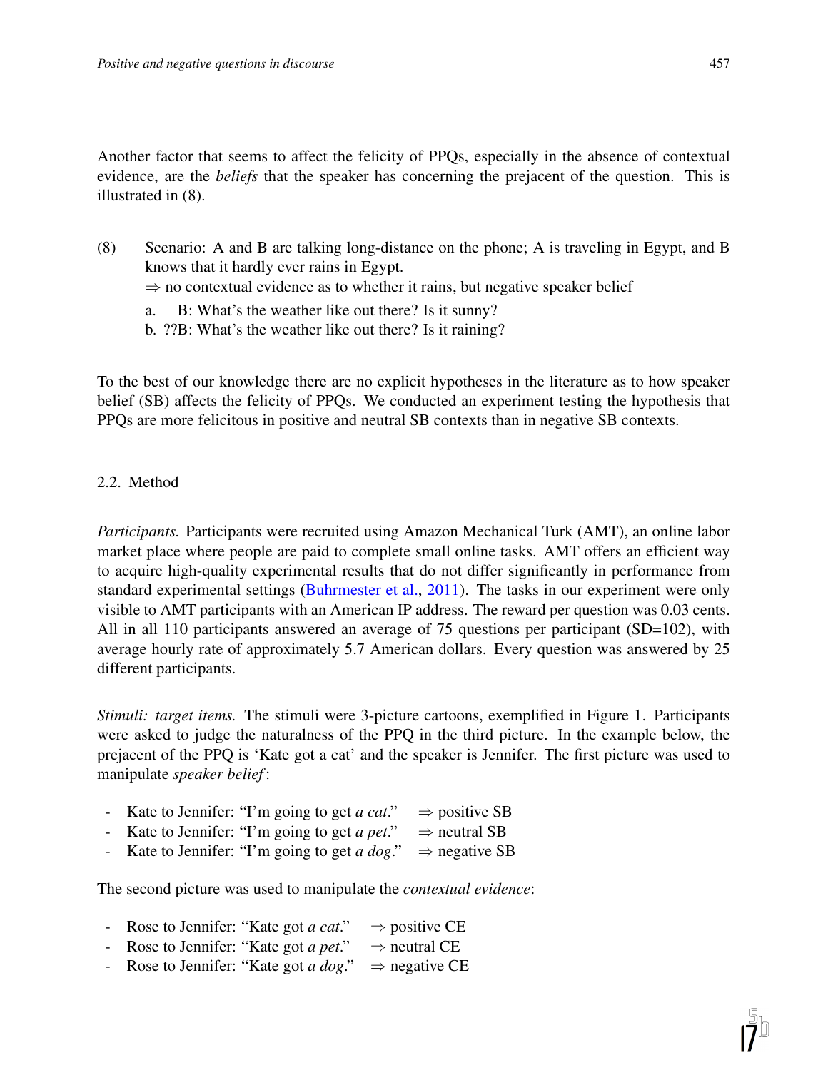Another factor that seems to affect the felicity of PPQs, especially in the absence of contextual evidence, are the *beliefs* that the speaker has concerning the prejacent of the question. This is illustrated in (8).

(8) Scenario: A and B are talking long-distance on the phone; A is traveling in Egypt, and B knows that it hardly ever rains in Egypt.
$\Rightarrow$ no contextual evidence as to whether it rains, but negative speaker belief

a. B: What's the weather like out there? Is it sunny?

b. ??B: What's the weather like out there? Is it raining?

To the best of our knowledge there are no explicit hypotheses in the literature as to how speaker belief (SB) affects the felicity of PPQs. We conducted an experiment testing the hypothesis that PPQs are more felicitous in positive and neutral SB contexts than in negative SB contexts.

## 2.2. Method

*Participants.* Participants were recruited using Amazon Mechanical Turk (AMT), an online labor market place where people are paid to complete small online tasks. AMT offers an efficient way to acquire high-quality experimental results that do not differ significantly in performance from standard experimental settings (Buhrmester et al., 2011). The tasks in our experiment were only visible to AMT participants with an American IP address. The reward per question was 0.03 cents. All in all 110 participants answered an average of 75 questions per participant (SD=102), with average hourly rate of approximately 5.7 American dollars. Every question was answered by 25 different participants.

*Stimuli: target items.* The stimuli were 3-picture cartoons, exemplified in Figure 1. Participants were asked to judge the naturalness of the PPQ in the third picture. In the example below, the prejacent of the PPQ is 'Kate got a cat' and the speaker is Jennifer. The first picture was used to manipulate *speaker belief*:

- Kate to Jennifer: "I'm going to get *a cat*." $\Rightarrow$ positive SB
- Kate to Jennifer: "I'm going to get *a pet*." $\Rightarrow$ neutral SB
- Kate to Jennifer: "I'm going to get *a dog*." $\Rightarrow$ negative SB

The second picture was used to manipulate the *contextual evidence*:

- Rose to Jennifer: "Kate got *a cat*." $\Rightarrow$ positive CE
- Rose to Jennifer: "Kate got *a pet*." $\Rightarrow$ neutral CE
- Rose to Jennifer: "Kate got *a dog*." $\Rightarrow$ negative CE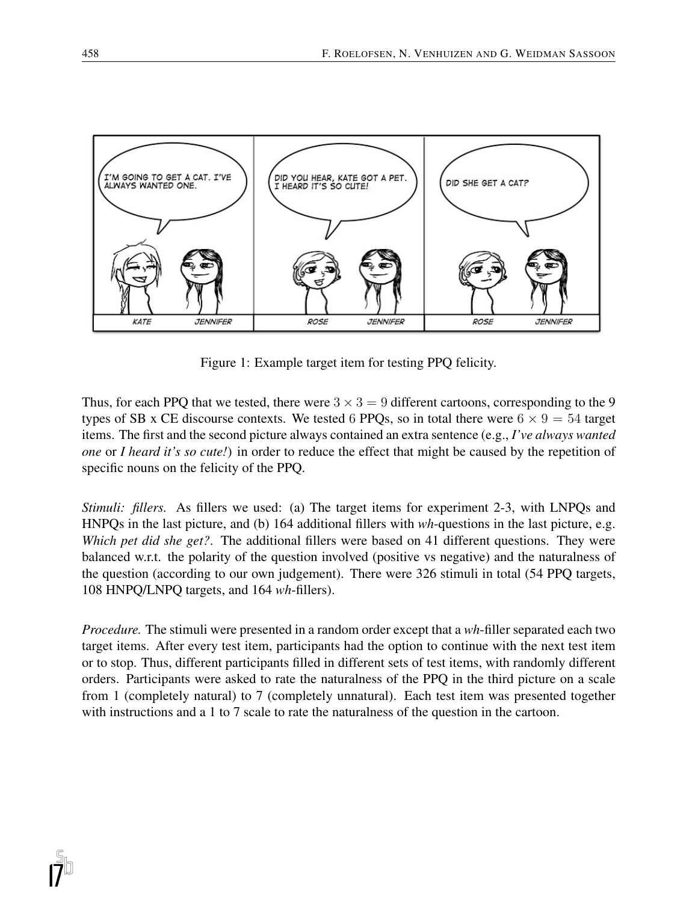Figure 1: Example target item for testing PPQ felicity.

Thus, for each PPQ that we tested, there were $3 \times 3 = 9$ different cartoons, corresponding to the 9 types of SB x CE discourse contexts. We tested 6 PPQs, so in total there were $6 \times 9 = 54$ target items. The first and the second picture always contained an extra sentence (e.g., ***I've always wanted one*** or ***I heard it's so cute!***) in order to reduce the effect that might be caused by the repetition of specific nouns on the felicity of the PPQ.

*Stimuli: fillers.* As fillers we used: (a) The target items for experiment 2-3, with LNPQs and HNPQs in the last picture, and (b) 164 additional fillers with *wh*-questions in the last picture, e.g. *Which pet did she get?*. The additional fillers were based on 41 different questions. They were balanced w.r.t. the polarity of the question involved (positive vs negative) and the naturalness of the question (according to our own judgement). There were 326 stimuli in total (54 PPQ targets, 108 HNPQ/LNPQ targets, and 164 *wh*-fillers).

*Procedure.* The stimuli were presented in a random order except that a *wh*-filler separated each two target items. After every test item, participants had the option to continue with the next test item or to stop. Thus, different participants filled in different sets of test items, with randomly different orders. Participants were asked to rate the naturalness of the PPQ in the third picture on a scale from 1 (completely natural) to 7 (completely unnatural). Each test item was presented together with instructions and a 1 to 7 scale to rate the naturalness of the question in the cartoon.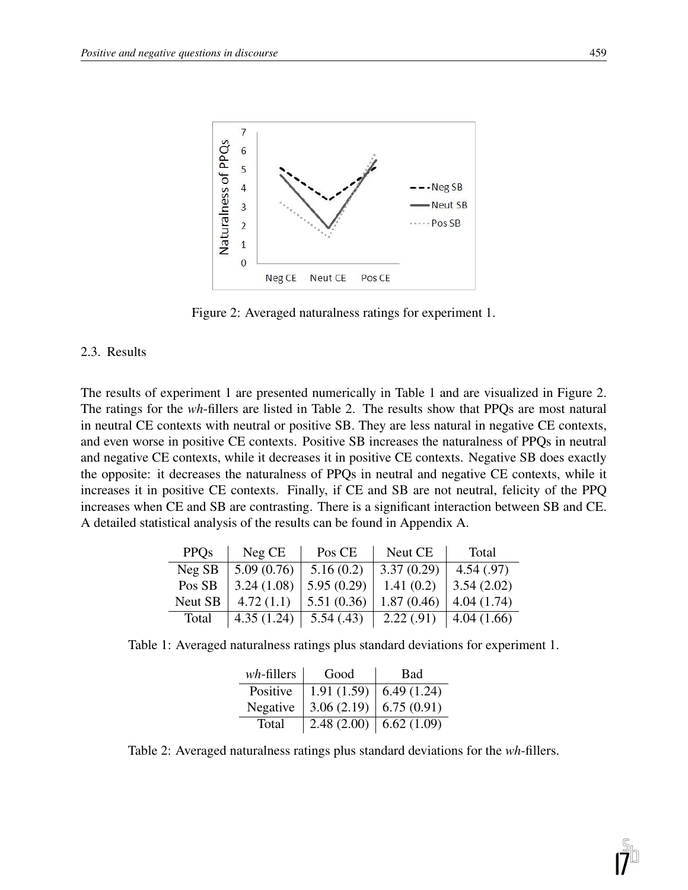Figure 2: Averaged naturalness ratings for experiment 1.

### 2.3. Results

The results of experiment 1 are presented numerically in Table 1 and are visualized in Figure 2. The ratings for the *wh*-fillers are listed in Table 2. The results show that PPQs are most natural in neutral CE contexts with neutral or positive SB. They are less natural in negative CE contexts, and even worse in positive CE contexts. Positive SB increases the naturalness of PPQs in neutral and negative CE contexts, while it decreases it in positive CE contexts. Negative SB does exactly the opposite: it decreases the naturalness of PPQs in neutral and negative CE contexts, while it increases it in positive CE contexts. Finally, if CE and SB are not neutral, felicity of the PPQ increases when CE and SB are contrasting. There is a significant interaction between SB and CE. A detailed statistical analysis of the results can be found in Appendix A.

| PPQs | Neg CE | Pos CE | Neut CE | Total |
|---|---|---|---|---|
| Neg SB | 5.09 (0.76) | 5.16 (0.2) | 3.37 (0.29) | 4.54 (.97) |
| Pos SB | 3.24 (1.08) | 5.95 (0.29) | 1.41 (0.2) | 3.54 (2.02) |
| Neut SB | 4.72 (1.1) | 5.51 (0.36) | 1.87 (0.46) | 4.04 (1.74) |
| Total | 4.35 (1.24) | 5.54 (.43) | 2.22 (.91) | 4.04 (1.66) |

Table 1: Averaged naturalness ratings plus standard deviations for experiment 1.

| *wh*-fillers | Good | Bad |
|---|---|---|
| Positive | 1.91 (1.59) | 6.49 (1.24) |
| Negative | 3.06 (2.19) | 6.75 (0.91) |
| Total | 2.48 (2.00) | 6.62 (1.09) |

Table 2: Averaged naturalness ratings plus standard deviations for the *wh*-fillers.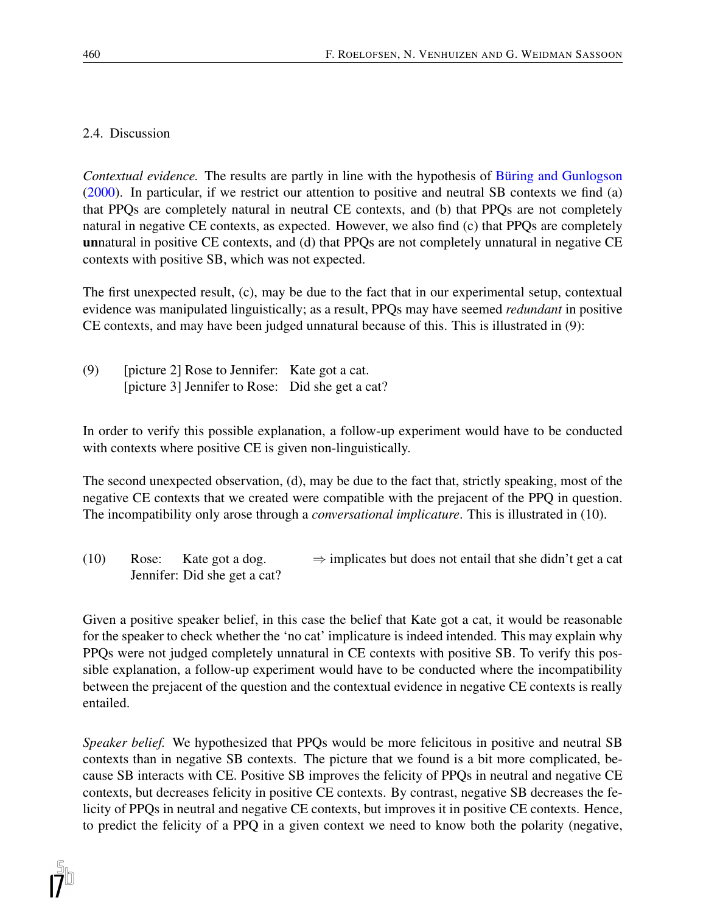### 2.4. Discussion

*Contextual evidence.* The results are partly in line with the hypothesis of Büring and Gunlogson (2000). In particular, if we restrict our attention to positive and neutral SB contexts we find (a) that PPQs are completely natural in neutral CE contexts, and (b) that PPQs are not completely natural in negative CE contexts, as expected. However, we also find (c) that PPQs are completely **un**natural in positive CE contexts, and (d) that PPQs are not completely unnatural in negative CE contexts with positive SB, which was not expected.

The first unexpected result, (c), may be due to the fact that in our experimental setup, contextual evidence was manipulated linguistically; as a result, PPQs may have seemed *redundant* in positive CE contexts, and may have been judged unnatural because of this. This is illustrated in (9):

(9) [picture 2] Rose to Jennifer: Kate got a cat.
[picture 3] Jennifer to Rose: Did she get a cat?

In order to verify this possible explanation, a follow-up experiment would have to be conducted with contexts where positive CE is given non-linguistically.

The second unexpected observation, (d), may be due to the fact that, strictly speaking, most of the negative CE contexts that we created were compatible with the prejacent of the PPQ in question. The incompatibility only arose through a *conversational implicature*. This is illustrated in (10).

(10) Rose: Kate got a dog. ⇒ implicates but does not entail that she didn't get a cat
Jennifer: Did she get a cat?

Given a positive speaker belief, in this case the belief that Kate got a cat, it would be reasonable for the speaker to check whether the 'no cat' implicature is indeed intended. This may explain why PPQs were not judged completely unnatural in CE contexts with positive SB. To verify this possible explanation, a follow-up experiment would have to be conducted where the incompatibility between the prejacent of the question and the contextual evidence in negative CE contexts is really entailed.

*Speaker belief.* We hypothesized that PPQs would be more felicitous in positive and neutral SB contexts than in negative SB contexts. The picture that we found is a bit more complicated, because SB interacts with CE. Positive SB improves the felicity of PPQs in neutral and negative CE contexts, but decreases felicity in positive CE contexts. By contrast, negative SB decreases the felicity of PPQs in neutral and negative CE contexts, but improves it in positive CE contexts. Hence, to predict the felicity of a PPQ in a given context we need to know both the polarity (negative,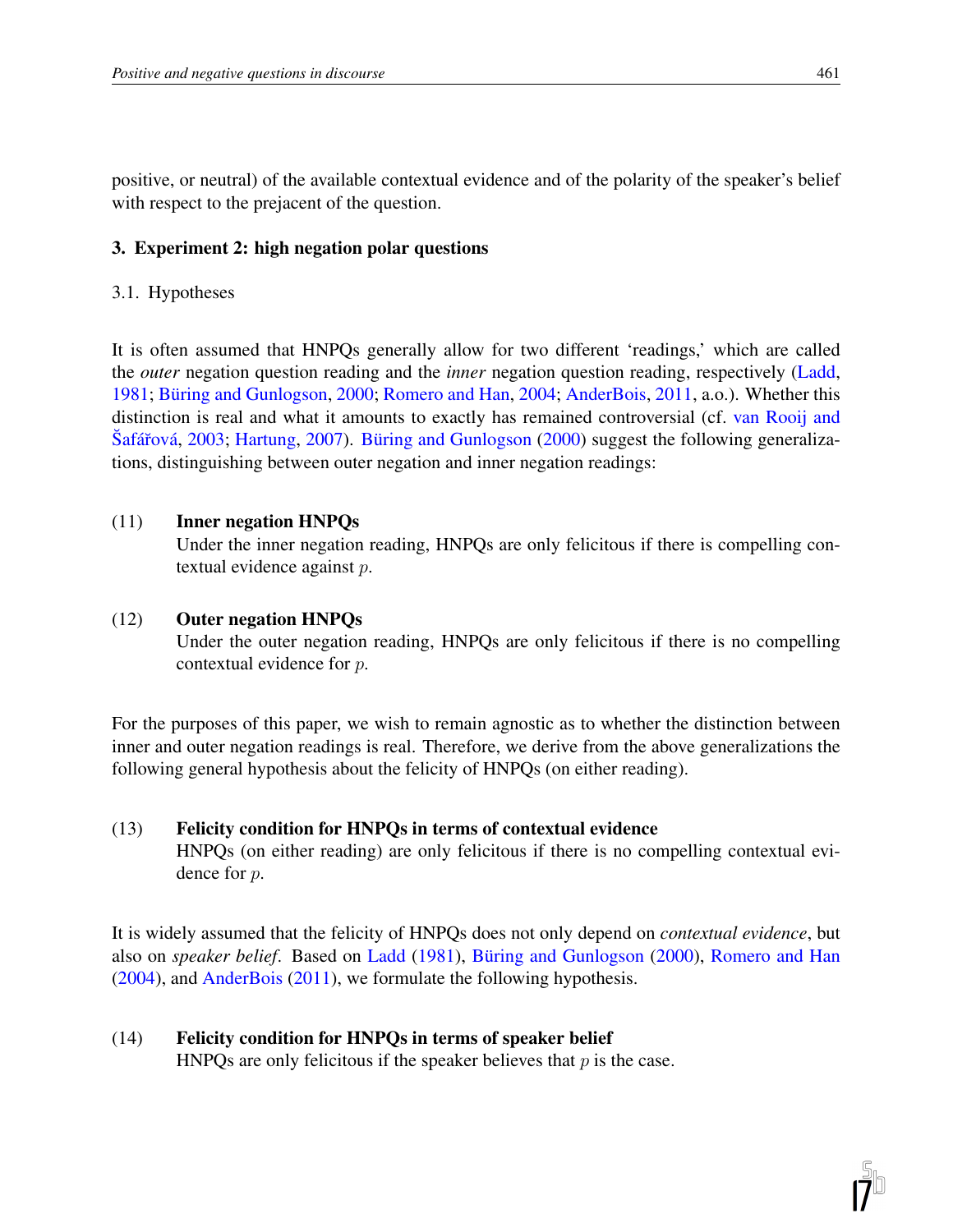positive, or neutral) of the available contextual evidence and of the polarity of the speaker's belief with respect to the prejacent of the question.

## 3. Experiment 2: high negation polar questions

### 3.1. Hypotheses

It is often assumed that HNPQs generally allow for two different 'readings,' which are called the *outer* negation question reading and the *inner* negation question reading, respectively (Ladd, 1981; Büring and Gunlogson, 2000; Romero and Han, 2004; AnderBois, 2011, a.o.). Whether this distinction is real and what it amounts to exactly has remained controversial (cf. van Rooij and Šafářová, 2003; Hartung, 2007). Büring and Gunlogson (2000) suggest the following generalizations, distinguishing between outer negation and inner negation readings:

(11) **Inner negation HNPQs**
Under the inner negation reading, HNPQs are only felicitous if there is compelling contextual evidence against $p$.

(12) **Outer negation HNPQs**
Under the outer negation reading, HNPQs are only felicitous if there is no compelling contextual evidence for $p$.

For the purposes of this paper, we wish to remain agnostic as to whether the distinction between inner and outer negation readings is real. Therefore, we derive from the above generalizations the following general hypothesis about the felicity of HNPQs (on either reading).

(13) **Felicity condition for HNPQs in terms of contextual evidence**
HNPQs (on either reading) are only felicitous if there is no compelling contextual evidence for $p$.

It is widely assumed that the felicity of HNPQs does not only depend on *contextual evidence*, but also on *speaker belief*. Based on Ladd (1981), Büring and Gunlogson (2000), Romero and Han (2004), and AnderBois (2011), we formulate the following hypothesis.

(14) **Felicity condition for HNPQs in terms of speaker belief**
HNPQs are only felicitous if the speaker believes that $p$ is the case.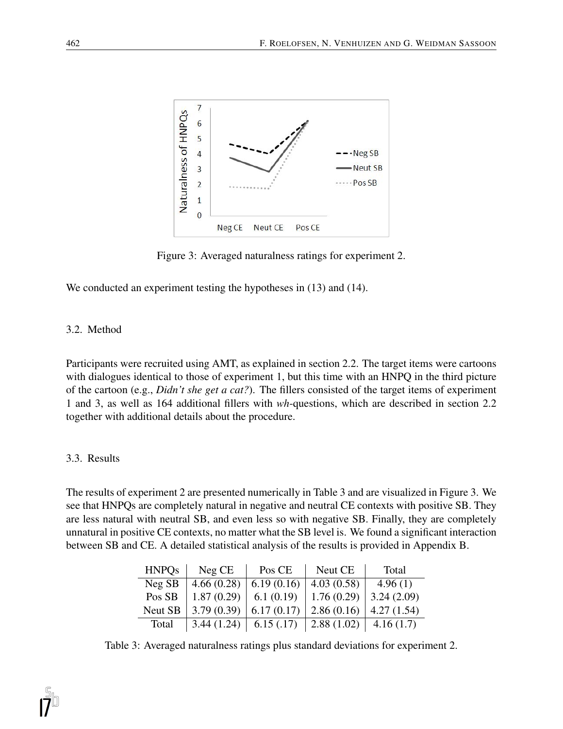Figure 3: Averaged naturalness ratings for experiment 2.

We conducted an experiment testing the hypotheses in (13) and (14).

### 3.2. Method

Participants were recruited using AMT, as explained in section 2.2. The target items were cartoons with dialogues identical to those of experiment 1, but this time with an HNPQ in the third picture of the cartoon (e.g., *Didn't she get a cat?*). The fillers consisted of the target items of experiment 1 and 3, as well as 164 additional fillers with *wh*-questions, which are described in section 2.2 together with additional details about the procedure.

### 3.3. Results

The results of experiment 2 are presented numerically in Table 3 and are visualized in Figure 3. We see that HNPQs are completely natural in negative and neutral CE contexts with positive SB. They are less natural with neutral SB, and even less so with negative SB. Finally, they are completely unnatural in positive CE contexts, no matter what the SB level is. We found a significant interaction between SB and CE. A detailed statistical analysis of the results is provided in Appendix B.

| HNPQs | Neg CE | Pos CE | Neut CE | Total |
|---|---|---|---|---|
| Neg SB | 4.66 (0.28) | 6.19 (0.16) | 4.03 (0.58) | 4.96 (1) |
| Pos SB | 1.87 (0.29) | 6.1 (0.19) | 1.76 (0.29) | 3.24 (2.09) |
| Neut SB | 3.79 (0.39) | 6.17 (0.17) | 2.86 (0.16) | 4.27 (1.54) |
| Total | 3.44 (1.24) | 6.15 (.17) | 2.88 (1.02) | 4.16 (1.7) |

Table 3: Averaged naturalness ratings plus standard deviations for experiment 2.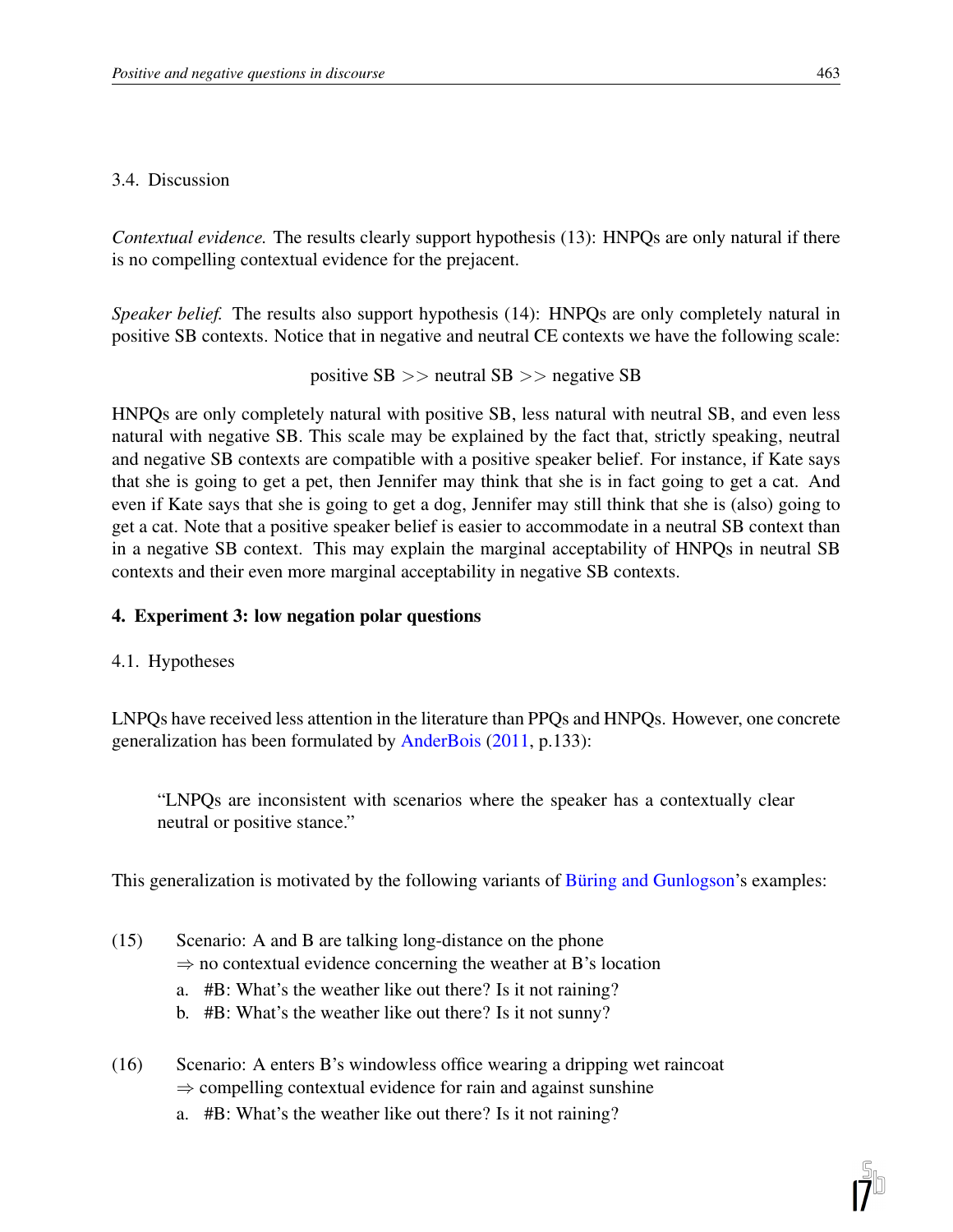### 3.4. Discussion

*Contextual evidence.* The results clearly support hypothesis (13): HNPQs are only natural if there is no compelling contextual evidence for the prejacent.

*Speaker belief.* The results also support hypothesis (14): HNPQs are only completely natural in positive SB contexts. Notice that in negative and neutral CE contexts we have the following scale:

positive SB >> neutral SB >> negative SB

HNPQs are only completely natural with positive SB, less natural with neutral SB, and even less natural with negative SB. This scale may be explained by the fact that, strictly speaking, neutral and negative SB contexts are compatible with a positive speaker belief. For instance, if Kate says that she is going to get a pet, then Jennifer may think that she is in fact going to get a cat. And even if Kate says that she is going to get a dog, Jennifer may still think that she is (also) going to get a cat. Note that a positive speaker belief is easier to accommodate in a neutral SB context than in a negative SB context. This may explain the marginal acceptability of HNPQs in neutral SB contexts and their even more marginal acceptability in negative SB contexts.

## 4. Experiment 3: low negation polar questions

### 4.1. Hypotheses

LNPQs have received less attention in the literature than PPQs and HNPQs. However, one concrete generalization has been formulated by AnderBois (2011, p.133):

> "LNPQs are inconsistent with scenarios where the speaker has a contextually clear neutral or positive stance."

This generalization is motivated by the following variants of Büring and Gunlogson's examples:

(15) Scenario: A and B are talking long-distance on the phone
$\Rightarrow$ no contextual evidence concerning the weather at B's location
  a. #B: What's the weather like out there? Is it not raining?
  b. #B: What's the weather like out there? Is it not sunny?

(16) Scenario: A enters B's windowless office wearing a dripping wet raincoat
$\Rightarrow$ compelling contextual evidence for rain and against sunshine
  a. #B: What's the weather like out there? Is it not raining?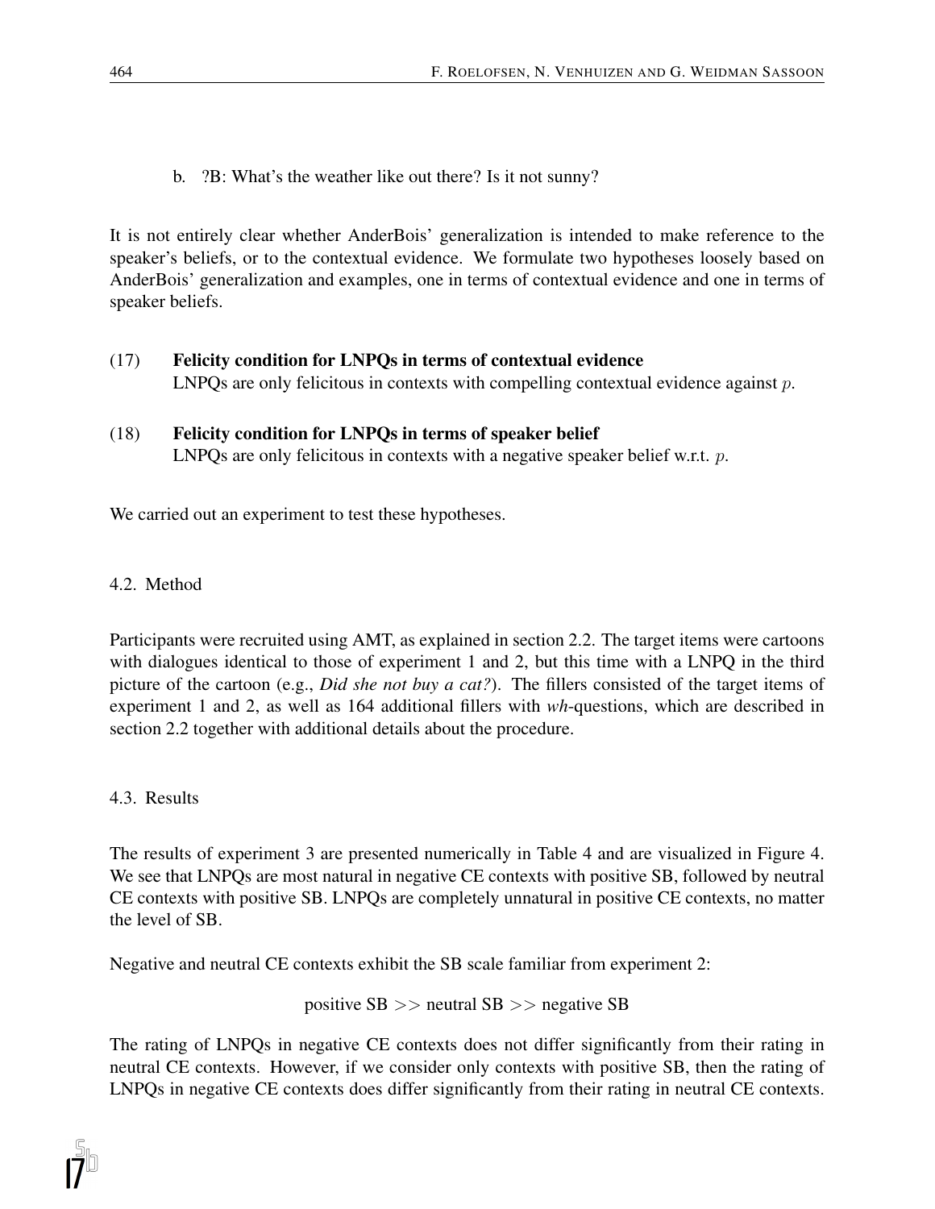b. ?B: What's the weather like out there? Is it not sunny?

It is not entirely clear whether AnderBois' generalization is intended to make reference to the speaker's beliefs, or to the contextual evidence. We formulate two hypotheses loosely based on AnderBois' generalization and examples, one in terms of contextual evidence and one in terms of speaker beliefs.

(17) **Felicity condition for LNPQs in terms of contextual evidence**
LNPQs are only felicitous in contexts with compelling contextual evidence against $p$.

(18) **Felicity condition for LNPQs in terms of speaker belief**
LNPQs are only felicitous in contexts with a negative speaker belief w.r.t. $p$.

We carried out an experiment to test these hypotheses.

### 4.2. Method

Participants were recruited using AMT, as explained in section 2.2. The target items were cartoons with dialogues identical to those of experiment 1 and 2, but this time with a LNPQ in the third picture of the cartoon (e.g., *Did she not buy a cat?*). The fillers consisted of the target items of experiment 1 and 2, as well as 164 additional fillers with *wh*-questions, which are described in section 2.2 together with additional details about the procedure.

### 4.3. Results

The results of experiment 3 are presented numerically in Table 4 and are visualized in Figure 4. We see that LNPQs are most natural in negative CE contexts with positive SB, followed by neutral CE contexts with positive SB. LNPQs are completely unnatural in positive CE contexts, no matter the level of SB.

Negative and neutral CE contexts exhibit the SB scale familiar from experiment 2:

positive SB >> neutral SB >> negative SB

The rating of LNPQs in negative CE contexts does not differ significantly from their rating in neutral CE contexts. However, if we consider only contexts with positive SB, then the rating of LNPQs in negative CE contexts does differ significantly from their rating in neutral CE contexts.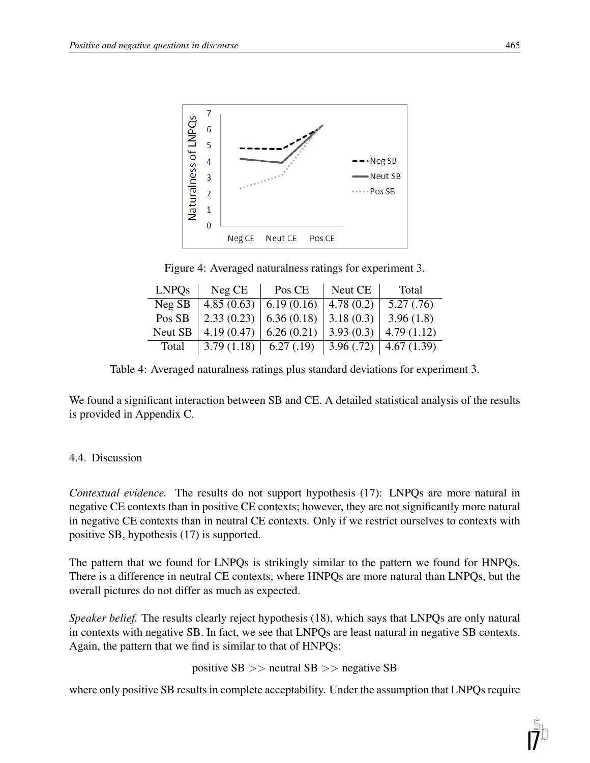Figure 4: Averaged naturalness ratings for experiment 3.

| LNPQs | Neg CE | Pos CE | Neut CE | Total |
|---|---|---|---|---|
| Neg SB | 4.85 (0.63) | 6.19 (0.16) | 4.78 (0.2) | 5.27 (.76) |
| Pos SB | 2.33 (0.23) | 6.36 (0.18) | 3.18 (0.3) | 3.96 (1.8) |
| Neut SB | 4.19 (0.47) | 6.26 (0.21) | 3.93 (0.3) | 4.79 (1.12) |
| Total | 3.79 (1.18) | 6.27 (.19) | 3.96 (.72) | 4.67 (1.39) |

Table 4: Averaged naturalness ratings plus standard deviations for experiment 3.

We found a significant interaction between SB and CE. A detailed statistical analysis of the results is provided in Appendix C.

### 4.4. Discussion

*Contextual evidence.* The results do not support hypothesis (17): LNPQs are more natural in negative CE contexts than in positive CE contexts; however, they are not significantly more natural in negative CE contexts than in neutral CE contexts. Only if we restrict ourselves to contexts with positive SB, hypothesis (17) is supported.

The pattern that we found for LNPQs is strikingly similar to the pattern we found for HNPQs. There is a difference in neutral CE contexts, where HNPQs are more natural than LNPQs, but the overall pictures do not differ as much as expected.

*Speaker belief.* The results clearly reject hypothesis (18), which says that LNPQs are only natural in contexts with negative SB. In fact, we see that LNPQs are least natural in negative SB contexts. Again, the pattern that we find is similar to that of HNPQs:

positive SB >> neutral SB >> negative SB

where only positive SB results in complete acceptability. Under the assumption that LNPQs require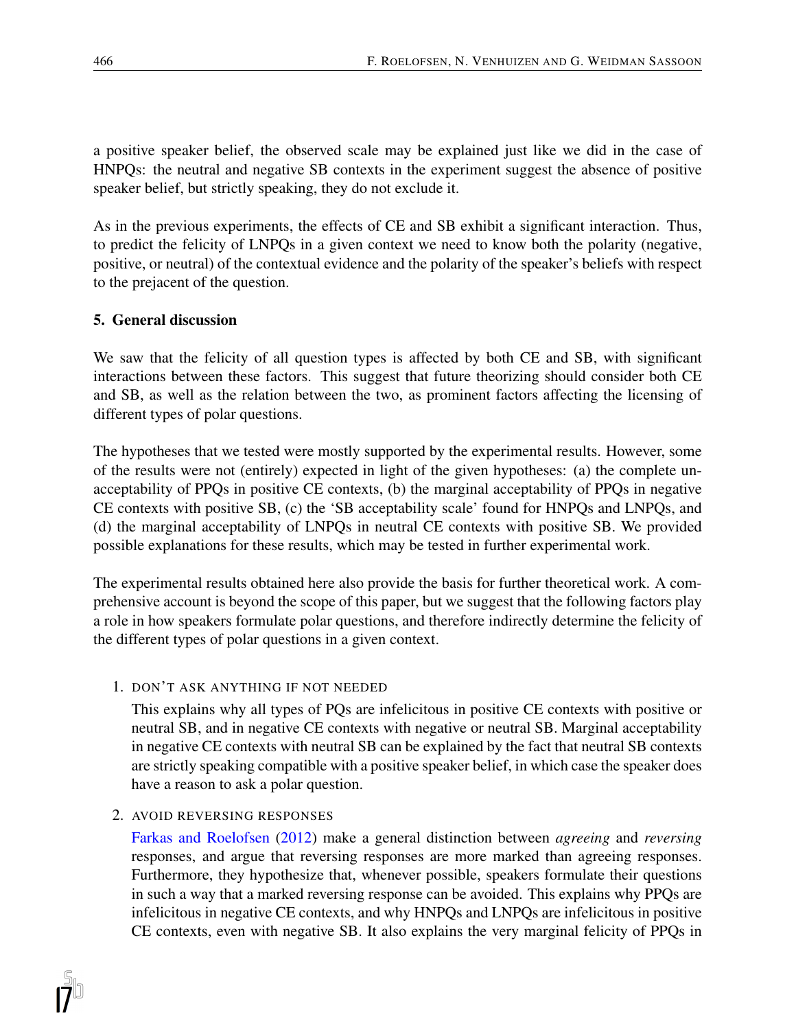a positive speaker belief, the observed scale may be explained just like we did in the case of HNPQs: the neutral and negative SB contexts in the experiment suggest the absence of positive speaker belief, but strictly speaking, they do not exclude it.

As in the previous experiments, the effects of CE and SB exhibit a significant interaction. Thus, to predict the felicity of LNPQs in a given context we need to know both the polarity (negative, positive, or neutral) of the contextual evidence and the polarity of the speaker's beliefs with respect to the prejacent of the question.

## 5. General discussion

We saw that the felicity of all question types is affected by both CE and SB, with significant interactions between these factors. This suggest that future theorizing should consider both CE and SB, as well as the relation between the two, as prominent factors affecting the licensing of different types of polar questions.

The hypotheses that we tested were mostly supported by the experimental results. However, some of the results were not (entirely) expected in light of the given hypotheses: (a) the complete unacceptability of PPQs in positive CE contexts, (b) the marginal acceptability of PPQs in negative CE contexts with positive SB, (c) the 'SB acceptability scale' found for HNPQs and LNPQs, and (d) the marginal acceptability of LNPQs in neutral CE contexts with positive SB. We provided possible explanations for these results, which may be tested in further experimental work.

The experimental results obtained here also provide the basis for further theoretical work. A comprehensive account is beyond the scope of this paper, but we suggest that the following factors play a role in how speakers formulate polar questions, and therefore indirectly determine the felicity of the different types of polar questions in a given context.

1. DON'T ASK ANYTHING IF NOT NEEDED

   This explains why all types of PQs are infelicitous in positive CE contexts with positive or neutral SB, and in negative CE contexts with negative or neutral SB. Marginal acceptability in negative CE contexts with neutral SB can be explained by the fact that neutral SB contexts are strictly speaking compatible with a positive speaker belief, in which case the speaker does have a reason to ask a polar question.

2. AVOID REVERSING RESPONSES

   Farkas and Roelofsen (2012) make a general distinction between *agreeing* and *reversing* responses, and argue that reversing responses are more marked than agreeing responses. Furthermore, they hypothesize that, whenever possible, speakers formulate their questions in such a way that a marked reversing response can be avoided. This explains why PPQs are infelicitous in negative CE contexts, and why HNPQs and LNPQs are infelicitous in positive CE contexts, even with negative SB. It also explains the very marginal felicity of PPQs in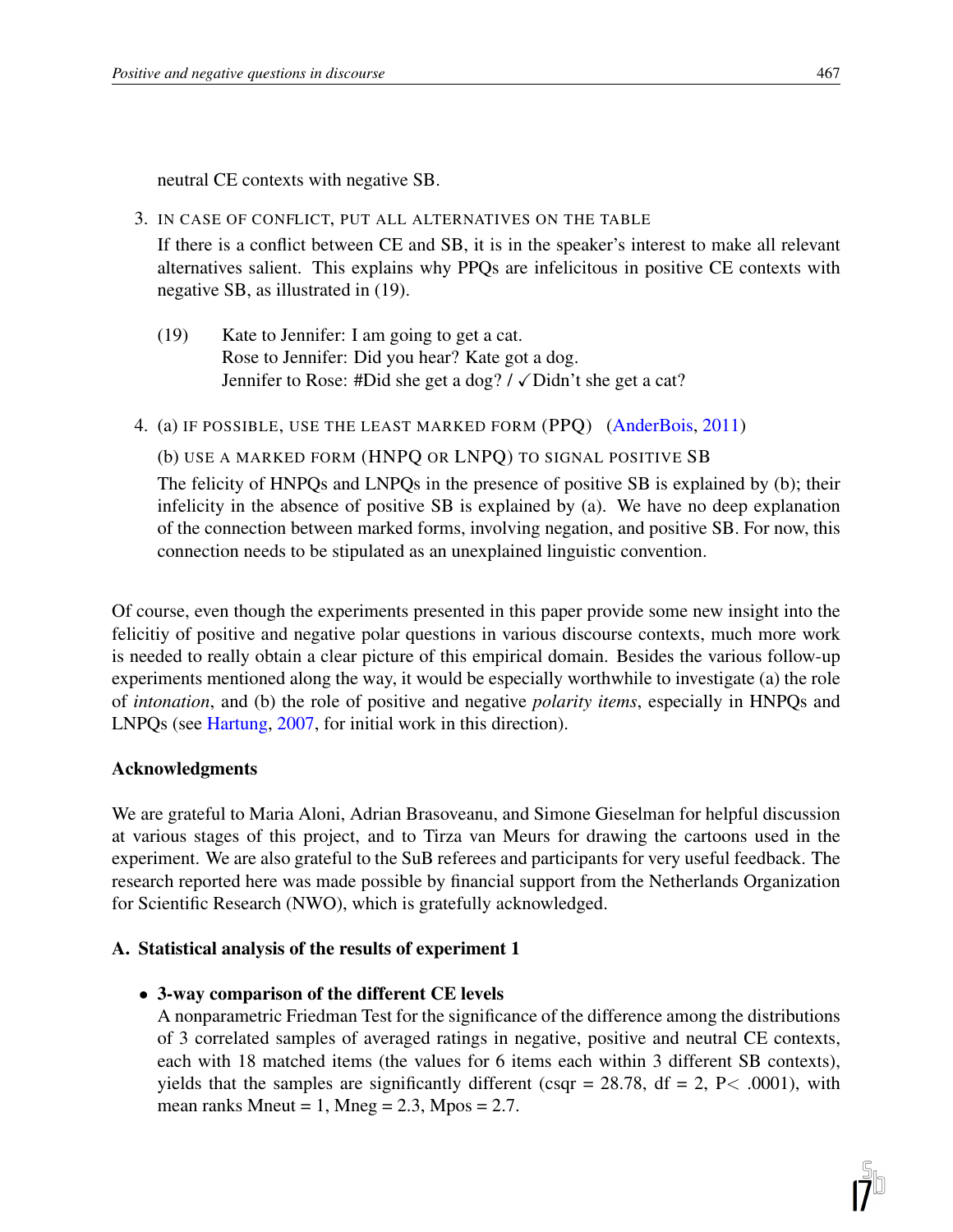neutral CE contexts with negative SB.

3. IN CASE OF CONFLICT, PUT ALL ALTERNATIVES ON THE TABLE

   If there is a conflict between CE and SB, it is in the speaker's interest to make all relevant alternatives salient. This explains why PPQs are infelicitous in positive CE contexts with negative SB, as illustrated in (19).

   (19) Kate to Jennifer: I am going to get a cat.
   Rose to Jennifer: Did you hear? Kate got a dog.
   Jennifer to Rose: #Did she get a dog? / ✓Didn't she get a cat?

4. (a) IF POSSIBLE, USE THE LEAST MARKED FORM (PPQ) (AnderBois, 2011)

   (b) USE A MARKED FORM (HNPQ OR LNPQ) TO SIGNAL POSITIVE SB

   The felicity of HNPQs and LNPQs in the presence of positive SB is explained by (b); their infelicity in the absence of positive SB is explained by (a). We have no deep explanation of the connection between marked forms, involving negation, and positive SB. For now, this connection needs to be stipulated as an unexplained linguistic convention.

Of course, even though the experiments presented in this paper provide some new insight into the felicitiy of positive and negative polar questions in various discourse contexts, much more work is needed to really obtain a clear picture of this empirical domain. Besides the various follow-up experiments mentioned along the way, it would be especially worthwhile to investigate (a) the role of *intonation*, and (b) the role of positive and negative *polarity items*, especially in HNPQs and LNPQs (see Hartung, 2007, for initial work in this direction).

## Acknowledgments

We are grateful to Maria Aloni, Adrian Brasoveanu, and Simone Gieselman for helpful discussion at various stages of this project, and to Tirza van Meurs for drawing the cartoons used in the experiment. We are also grateful to the SuB referees and participants for very useful feedback. The research reported here was made possible by financial support from the Netherlands Organization for Scientific Research (NWO), which is gratefully acknowledged.

## A. Statistical analysis of the results of experiment 1

- **3-way comparison of the different CE levels**

  A nonparametric Friedman Test for the significance of the difference among the distributions of 3 correlated samples of averaged ratings in negative, positive and neutral CE contexts, each with 18 matched items (the values for 6 items each within 3 different SB contexts), yields that the samples are significantly different (csqr = 28.78, df = 2, P< .0001), with mean ranks Mneut = 1, Mneg = 2.3, Mpos = 2.7.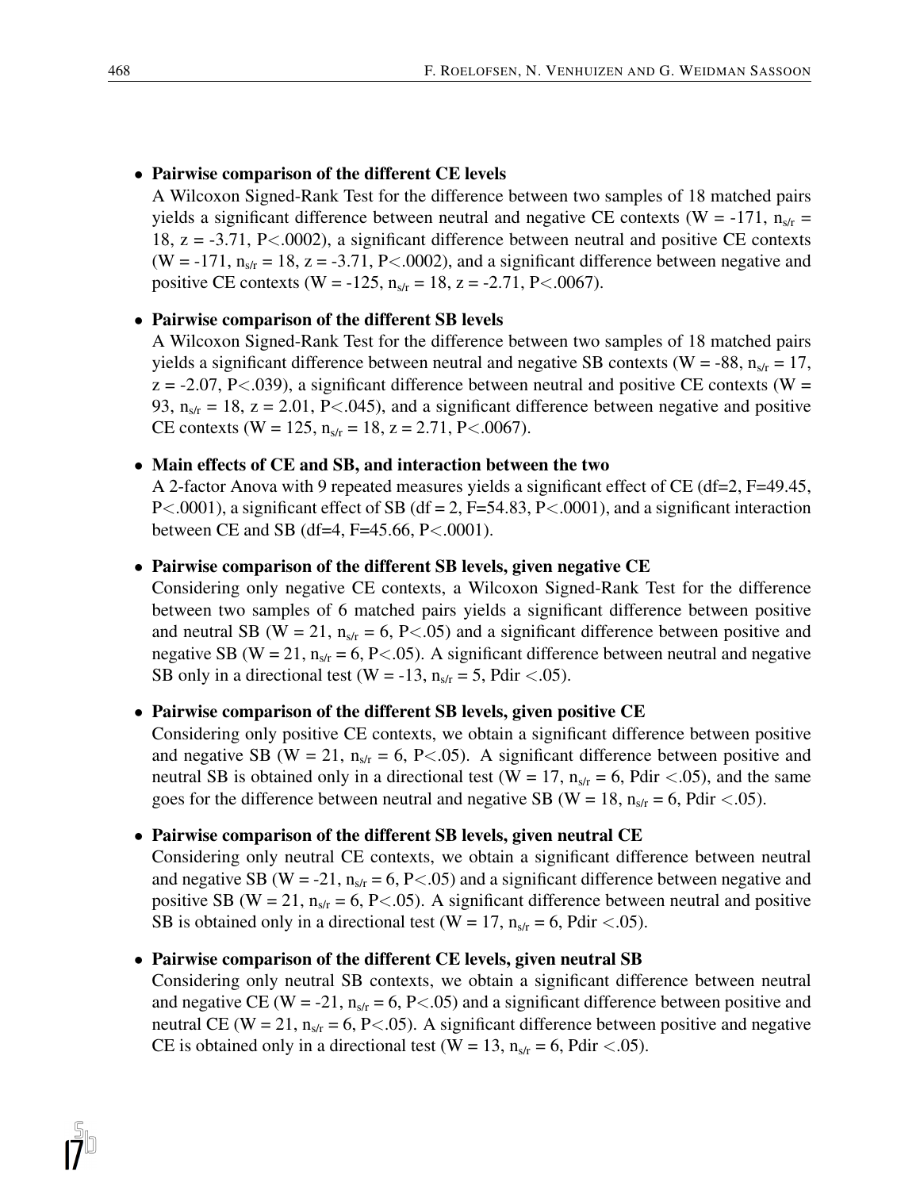- **Pairwise comparison of the different CE levels**
  A Wilcoxon Signed-Rank Test for the difference between two samples of 18 matched pairs yields a significant difference between neutral and negative CE contexts ($W = -171$, $n_{s/r} = 18$, $z = -3.71$, $P < .0002$), a significant difference between neutral and positive CE contexts ($W = -171$, $n_{s/r} = 18$, $z = -3.71$, $P < .0002$), and a significant difference between negative and positive CE contexts ($W = -125$, $n_{s/r} = 18$, $z = -2.71$, $P < .0067$).

- **Pairwise comparison of the different SB levels**
  A Wilcoxon Signed-Rank Test for the difference between two samples of 18 matched pairs yields a significant difference between neutral and negative SB contexts ($W = -88$, $n_{s/r} = 17$, $z = -2.07$, $P < .039$), a significant difference between neutral and positive CE contexts ($W = 93$, $n_{s/r} = 18$, $z = 2.01$, $P < .045$), and a significant difference between negative and positive CE contexts ($W = 125$, $n_{s/r} = 18$, $z = 2.71$, $P < .0067$).

- **Main effects of CE and SB, and interaction between the two**
  A 2-factor Anova with 9 repeated measures yields a significant effect of CE ($df=2$, $F=49.45$, $P < .0001$), a significant effect of SB ($df = 2$, $F=54.83$, $P < .0001$), and a significant interaction between CE and SB ($df=4$, $F=45.66$, $P < .0001$).

- **Pairwise comparison of the different SB levels, given negative CE**
  Considering only negative CE contexts, a Wilcoxon Signed-Rank Test for the difference between two samples of 6 matched pairs yields a significant difference between positive and neutral SB ($W = 21$, $n_{s/r} = 6$, $P < .05$) and a significant difference between positive and negative SB ($W = 21$, $n_{s/r} = 6$, $P < .05$). A significant difference between neutral and negative SB only in a directional test ($W = -13$, $n_{s/r} = 5$, $P_{dir} < .05$).

- **Pairwise comparison of the different SB levels, given positive CE**
  Considering only positive CE contexts, we obtain a significant difference between positive and negative SB ($W = 21$, $n_{s/r} = 6$, $P < .05$). A significant difference between positive and neutral SB is obtained only in a directional test ($W = 17$, $n_{s/r} = 6$, $P_{dir} < .05$), and the same goes for the difference between neutral and negative SB ($W = 18$, $n_{s/r} = 6$, $P_{dir} < .05$).

- **Pairwise comparison of the different SB levels, given neutral CE**
  Considering only neutral CE contexts, we obtain a significant difference between neutral and negative SB ($W = -21$, $n_{s/r} = 6$, $P < .05$) and a significant difference between negative and positive SB ($W = 21$, $n_{s/r} = 6$, $P < .05$). A significant difference between neutral and positive SB is obtained only in a directional test ($W = 17$, $n_{s/r} = 6$, $P_{dir} < .05$).

- **Pairwise comparison of the different CE levels, given neutral SB**
  Considering only neutral SB contexts, we obtain a significant difference between neutral and negative CE ($W = -21$, $n_{s/r} = 6$, $P < .05$) and a significant difference between positive and neutral CE ($W = 21$, $n_{s/r} = 6$, $P < .05$). A significant difference between positive and negative CE is obtained only in a directional test ($W = 13$, $n_{s/r} = 6$, $P_{dir} < .05$).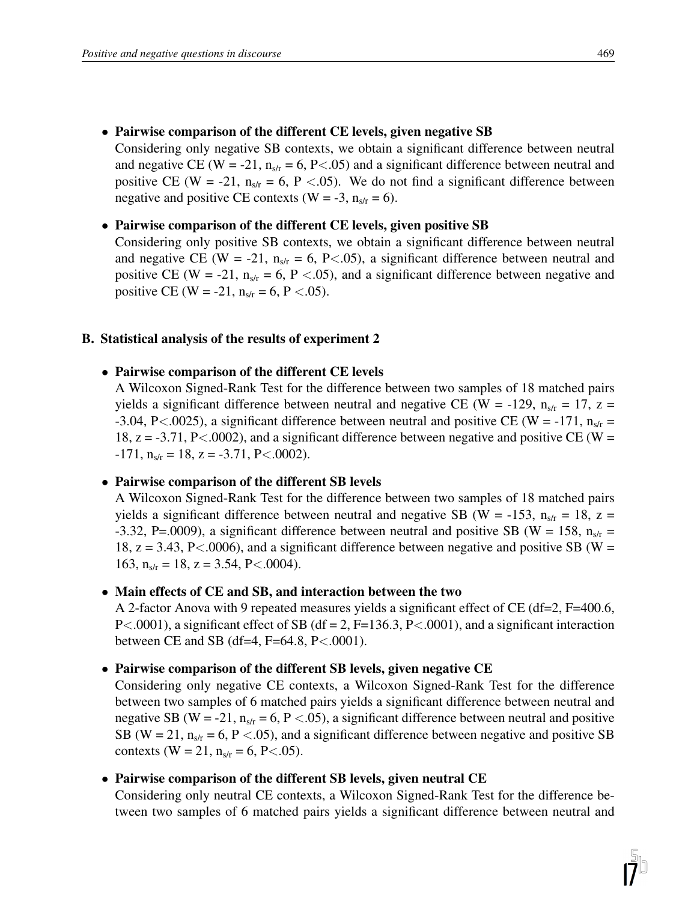- **Pairwise comparison of the different CE levels, given negative SB**
  Considering only negative SB contexts, we obtain a significant difference between neutral and negative CE ($W = -21$, $n_{s/r} = 6$, $P<.05$) and a significant difference between neutral and positive CE ($W = -21$, $n_{s/r} = 6$, $P <.05$). We do not find a significant difference between negative and positive CE contexts ($W = -3$, $n_{s/r} = 6$).

- **Pairwise comparison of the different CE levels, given positive SB**
  Considering only positive SB contexts, we obtain a significant difference between neutral and negative CE ($W = -21$, $n_{s/r} = 6$, $P<.05$), a significant difference between neutral and positive CE ($W = -21$, $n_{s/r} = 6$, $P <.05$), and a significant difference between negative and positive CE ($W = -21$, $n_{s/r} = 6$, $P <.05$).

## B. Statistical analysis of the results of experiment 2

- **Pairwise comparison of the different CE levels**
  A Wilcoxon Signed-Rank Test for the difference between two samples of 18 matched pairs yields a significant difference between neutral and negative CE ($W = -129$, $n_{s/r} = 17$, $z = -3.04$, $P<.0025$), a significant difference between neutral and positive CE ($W = -171$, $n_{s/r} = 18$, $z = -3.71$, $P<.0002$), and a significant difference between negative and positive CE ($W = -171$, $n_{s/r} = 18$, $z = -3.71$, $P<.0002$).

- **Pairwise comparison of the different SB levels**
  A Wilcoxon Signed-Rank Test for the difference between two samples of 18 matched pairs yields a significant difference between neutral and negative SB ($W = -153$, $n_{s/r} = 18$, $z = -3.32$, $P=.0009$), a significant difference between neutral and positive SB ($W = 158$, $n_{s/r} = 18$, $z = 3.43$, $P<.0006$), and a significant difference between negative and positive SB ($W = 163$, $n_{s/r} = 18$, $z = 3.54$, $P<.0004$).

- **Main effects of CE and SB, and interaction between the two**
  A 2-factor Anova with 9 repeated measures yields a significant effect of CE ($df=2$, $F=400.6$, $P<.0001$), a significant effect of SB ($df = 2$, $F=136.3$, $P<.0001$), and a significant interaction between CE and SB ($df=4$, $F=64.8$, $P<.0001$).

- **Pairwise comparison of the different SB levels, given negative CE**
  Considering only negative CE contexts, a Wilcoxon Signed-Rank Test for the difference between two samples of 6 matched pairs yields a significant difference between neutral and negative SB ($W = -21$, $n_{s/r} = 6$, $P <.05$), a significant difference between neutral and positive SB ($W = 21$, $n_{s/r} = 6$, $P <.05$), and a significant difference between negative and positive SB contexts ($W = 21$, $n_{s/r} = 6$, $P<.05$).

- **Pairwise comparison of the different SB levels, given neutral CE**
  Considering only neutral CE contexts, a Wilcoxon Signed-Rank Test for the difference between two samples of 6 matched pairs yields a significant difference between neutral and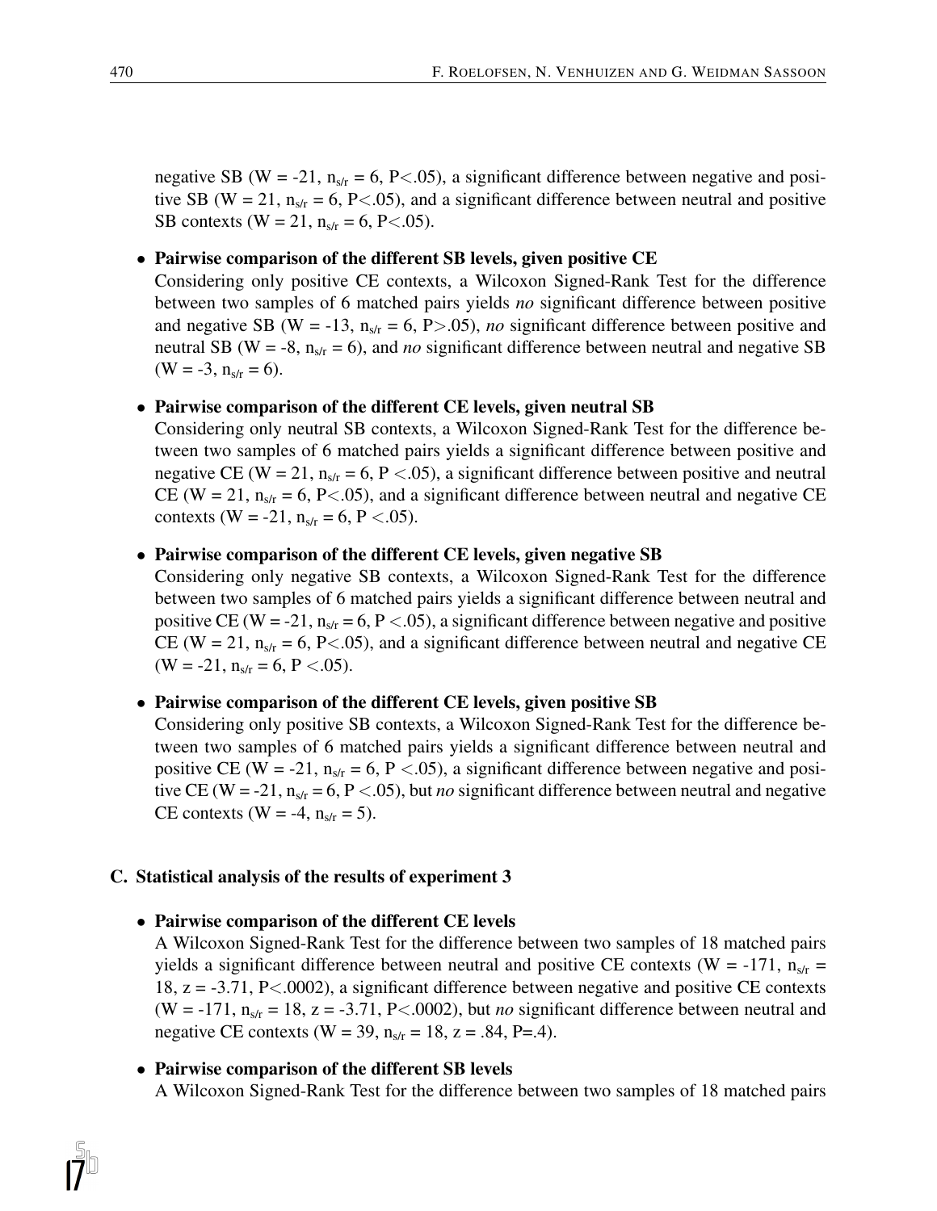negative SB ($W = -21$, $n_{s/r} = 6$, $P<.05$), a significant difference between negative and positive SB ($W = 21$, $n_{s/r} = 6$, $P<.05$), and a significant difference between neutral and positive SB contexts ($W = 21$, $n_{s/r} = 6$, $P<.05$).

- **Pairwise comparison of the different SB levels, given positive CE**
  Considering only positive CE contexts, a Wilcoxon Signed-Rank Test for the difference between two samples of 6 matched pairs yields *no* significant difference between positive and negative SB ($W = -13$, $n_{s/r} = 6$, $P>.05$), *no* significant difference between positive and neutral SB ($W = -8$, $n_{s/r} = 6$), and *no* significant difference between neutral and negative SB ($W = -3$, $n_{s/r} = 6$).

- **Pairwise comparison of the different CE levels, given neutral SB**
  Considering only neutral SB contexts, a Wilcoxon Signed-Rank Test for the difference between two samples of 6 matched pairs yields a significant difference between positive and negative CE ($W = 21$, $n_{s/r} = 6$, $P <.05$), a significant difference between positive and neutral CE ($W = 21$, $n_{s/r} = 6$, $P<.05$), and a significant difference between neutral and negative CE contexts ($W = -21$, $n_{s/r} = 6$, $P <.05$).

- **Pairwise comparison of the different CE levels, given negative SB**
  Considering only negative SB contexts, a Wilcoxon Signed-Rank Test for the difference between two samples of 6 matched pairs yields a significant difference between neutral and positive CE ($W = -21$, $n_{s/r} = 6$, $P <.05$), a significant difference between negative and positive CE ($W = 21$, $n_{s/r} = 6$, $P<.05$), and a significant difference between neutral and negative CE ($W = -21$, $n_{s/r} = 6$, $P <.05$).

- **Pairwise comparison of the different CE levels, given positive SB**
  Considering only positive SB contexts, a Wilcoxon Signed-Rank Test for the difference between two samples of 6 matched pairs yields a significant difference between neutral and positive CE ($W = -21$, $n_{s/r} = 6$, $P <.05$), a significant difference between negative and positive CE ($W = -21$, $n_{s/r} = 6$, $P <.05$), but *no* significant difference between neutral and negative CE contexts ($W = -4$, $n_{s/r} = 5$).

## C. Statistical analysis of the results of experiment 3

- **Pairwise comparison of the different CE levels**
  A Wilcoxon Signed-Rank Test for the difference between two samples of 18 matched pairs yields a significant difference between neutral and positive CE contexts ($W = -171$, $n_{s/r} = 18$, $z = -3.71$, $P<.0002$), a significant difference between negative and positive CE contexts ($W = -171$, $n_{s/r} = 18$, $z = -3.71$, $P<.0002$), but *no* significant difference between neutral and negative CE contexts ($W = 39$, $n_{s/r} = 18$, $z = .84$, $P=.4$).

- **Pairwise comparison of the different SB levels**
  A Wilcoxon Signed-Rank Test for the difference between two samples of 18 matched pairs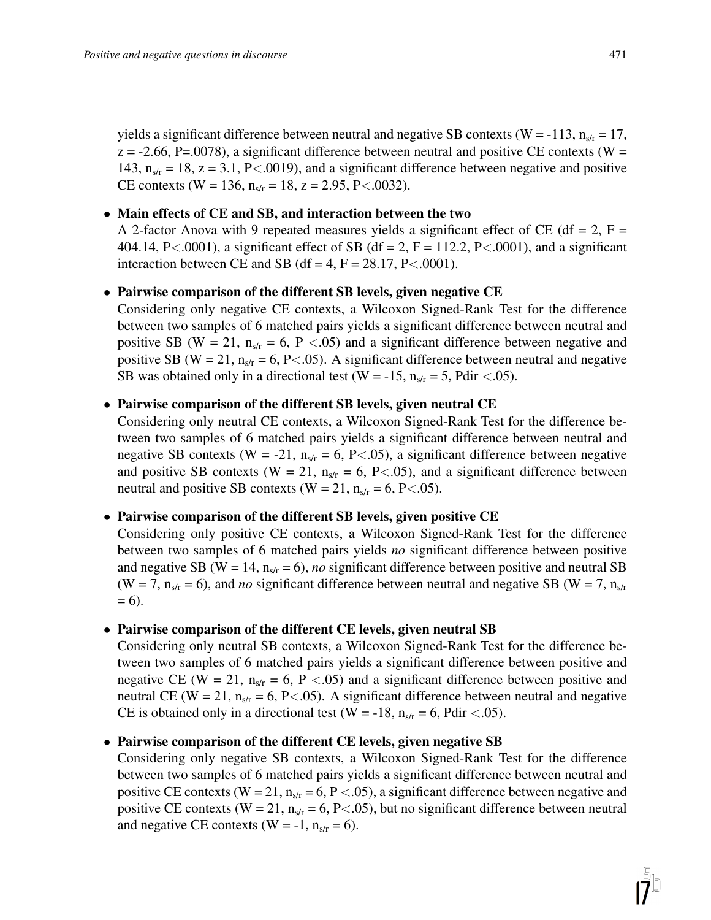yields a significant difference between neutral and negative SB contexts (W = -113, $n_{s/r}$ = 17, z = -2.66, P=.0078), a significant difference between neutral and positive CE contexts (W = 143, $n_{s/r}$ = 18, z = 3.1, P<.0019), and a significant difference between negative and positive CE contexts (W = 136, $n_{s/r}$ = 18, z = 2.95, P<.0032).

- **Main effects of CE and SB, and interaction between the two**
  A 2-factor Anova with 9 repeated measures yields a significant effect of CE (df = 2, F = 404.14, P<.0001), a significant effect of SB (df = 2, F = 112.2, P<.0001), and a significant interaction between CE and SB (df = 4, F = 28.17, P<.0001).

- **Pairwise comparison of the different SB levels, given negative CE**
  Considering only negative CE contexts, a Wilcoxon Signed-Rank Test for the difference between two samples of 6 matched pairs yields a significant difference between neutral and positive SB (W = 21, $n_{s/r}$ = 6, P <.05) and a significant difference between negative and positive SB (W = 21, $n_{s/r}$ = 6, P<.05). A significant difference between neutral and negative SB was obtained only in a directional test (W = -15, $n_{s/r}$ = 5, Pdir <.05).

- **Pairwise comparison of the different SB levels, given neutral CE**
  Considering only neutral CE contexts, a Wilcoxon Signed-Rank Test for the difference between two samples of 6 matched pairs yields a significant difference between neutral and negative SB contexts (W = -21, $n_{s/r}$ = 6, P<.05), a significant difference between negative and positive SB contexts (W = 21, $n_{s/r}$ = 6, P<.05), and a significant difference between neutral and positive SB contexts (W = 21, $n_{s/r}$ = 6, P<.05).

- **Pairwise comparison of the different SB levels, given positive CE**
  Considering only positive CE contexts, a Wilcoxon Signed-Rank Test for the difference between two samples of 6 matched pairs yields *no* significant difference between positive and negative SB (W = 14, $n_{s/r}$ = 6), *no* significant difference between positive and neutral SB (W = 7, $n_{s/r}$ = 6), and *no* significant difference between neutral and negative SB (W = 7, $n_{s/r}$ = 6).

- **Pairwise comparison of the different CE levels, given neutral SB**
  Considering only neutral SB contexts, a Wilcoxon Signed-Rank Test for the difference between two samples of 6 matched pairs yields a significant difference between positive and negative CE (W = 21, $n_{s/r}$ = 6, P <.05) and a significant difference between positive and neutral CE (W = 21, $n_{s/r}$ = 6, P<.05). A significant difference between neutral and negative CE is obtained only in a directional test (W = -18, $n_{s/r}$ = 6, Pdir <.05).

- **Pairwise comparison of the different CE levels, given negative SB**
  Considering only negative SB contexts, a Wilcoxon Signed-Rank Test for the difference between two samples of 6 matched pairs yields a significant difference between neutral and positive CE contexts (W = 21, $n_{s/r}$ = 6, P <.05), a significant difference between negative and positive CE contexts (W = 21, $n_{s/r}$ = 6, P<.05), but no significant difference between neutral and negative CE contexts (W = -1, $n_{s/r}$ = 6).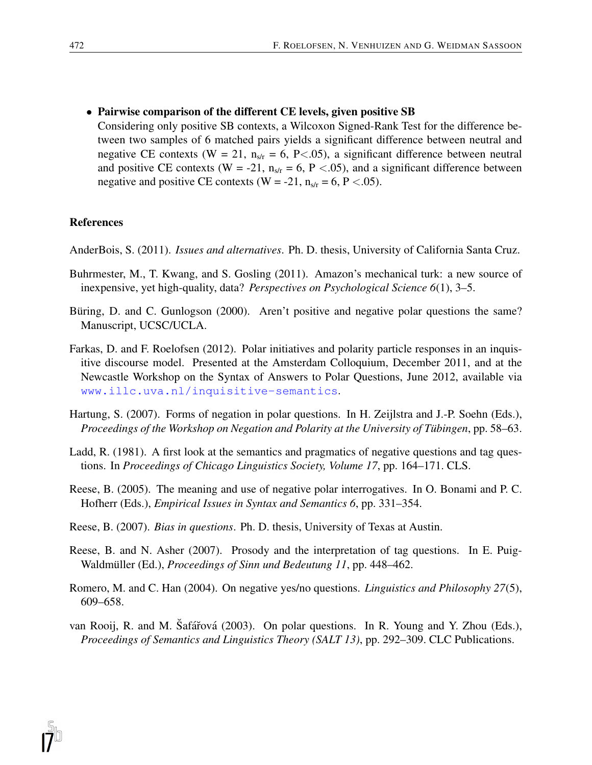- **Pairwise comparison of the different CE levels, given positive SB**
  Considering only positive SB contexts, a Wilcoxon Signed-Rank Test for the difference between two samples of 6 matched pairs yields a significant difference between neutral and negative CE contexts ($W = 21$, $n_{s/r} = 6$, $P<.05$), a significant difference between neutral and positive CE contexts ($W = -21$, $n_{s/r} = 6$, $P<.05$), and a significant difference between negative and positive CE contexts ($W = -21$, $n_{s/r} = 6$, $P<.05$).

## References

AnderBois, S. (2011). *Issues and alternatives*. Ph. D. thesis, University of California Santa Cruz.

Buhrmester, M., T. Kwang, and S. Gosling (2011). Amazon's mechanical turk: a new source of inexpensive, yet high-quality, data? *Perspectives on Psychological Science 6*(1), 3–5.

Büring, D. and C. Gunlogson (2000). Aren't positive and negative polar questions the same? Manuscript, UCSC/UCLA.

Farkas, D. and F. Roelofsen (2012). Polar initiatives and polarity particle responses in an inquisitive discourse model. Presented at the Amsterdam Colloquium, December 2011, and at the Newcastle Workshop on the Syntax of Answers to Polar Questions, June 2012, available via www.illc.uva.nl/inquisitive-semantics.

Hartung, S. (2007). Forms of negation in polar questions. In H. Zeijlstra and J.-P. Soehn (Eds.), *Proceedings of the Workshop on Negation and Polarity at the University of Tübingen*, pp. 58–63.

Ladd, R. (1981). A first look at the semantics and pragmatics of negative questions and tag questions. In *Proceedings of Chicago Linguistics Society, Volume 17*, pp. 164–171. CLS.

Reese, B. (2005). The meaning and use of negative polar interrogatives. In O. Bonami and P. C. Hofherr (Eds.), *Empirical Issues in Syntax and Semantics 6*, pp. 331–354.

Reese, B. (2007). *Bias in questions*. Ph. D. thesis, University of Texas at Austin.

Reese, B. and N. Asher (2007). Prosody and the interpretation of tag questions. In E. Puig-Waldmüller (Ed.), *Proceedings of Sinn und Bedeutung 11*, pp. 448–462.

Romero, M. and C. Han (2004). On negative yes/no questions. *Linguistics and Philosophy 27*(5), 609–658.

van Rooij, R. and M. Šafářová (2003). On polar questions. In R. Young and Y. Zhou (Eds.), *Proceedings of Semantics and Linguistics Theory (SALT 13)*, pp. 292–309. CLC Publications.